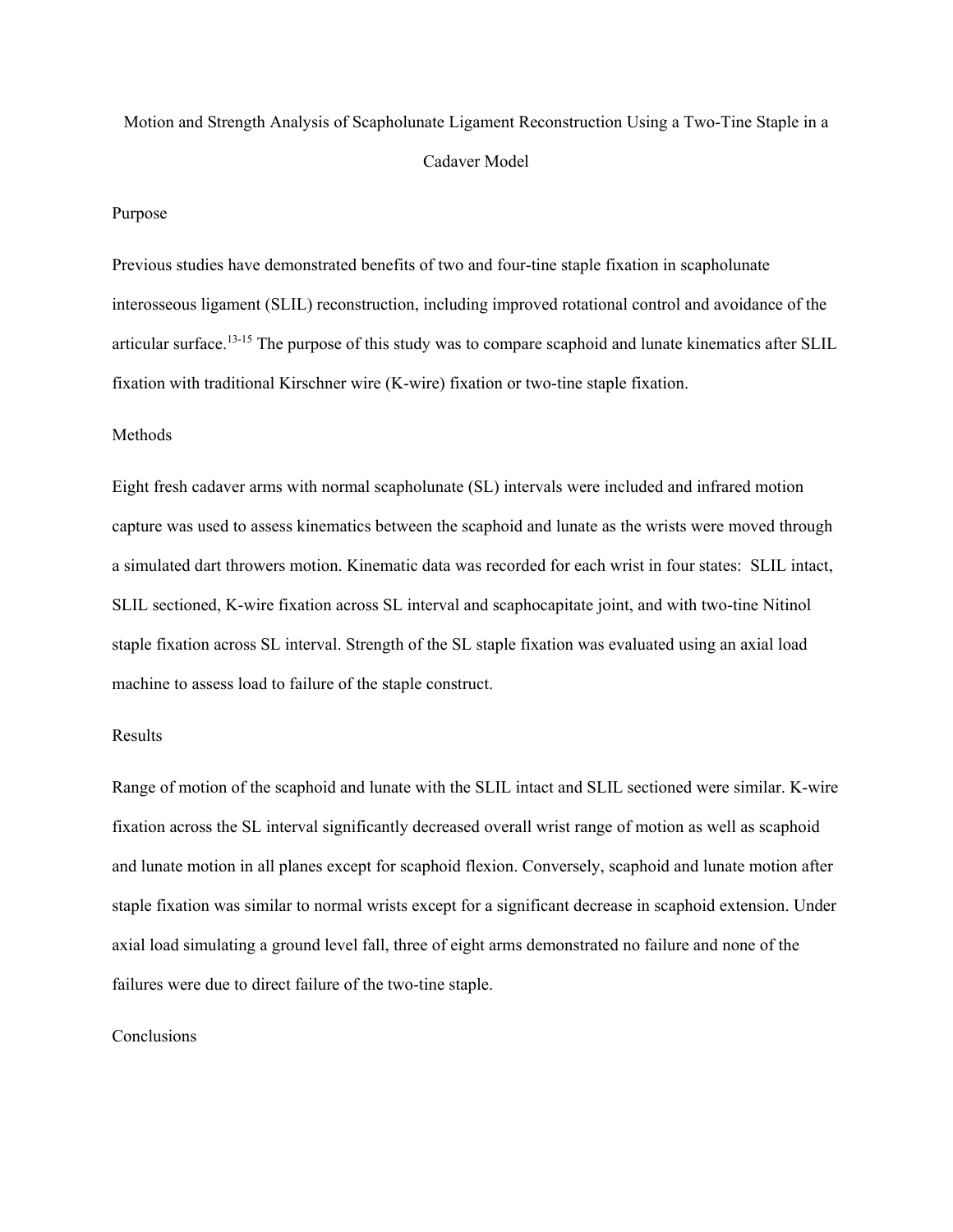# Motion and Strength Analysis of Scapholunate Ligament Reconstruction Using a Two-Tine Staple in a Cadaver Model

## Purpose

Previous studies have demonstrated benefits of two and four-tine staple fixation in scapholunate interosseous ligament (SLIL) reconstruction, including improved rotational control and avoidance of the articular surface.[13-15] The purpose of this study was to compare scaphoid and lunate kinematics after SLIL fixation with traditional Kirschner wire (K-wire) fixation or two-tine staple fixation.

## Methods

Eight fresh cadaver arms with normal scapholunate (SL) intervals were included and infrared motion capture was used to assess kinematics between the scaphoid and lunate as the wrists were moved through a simulated dart throwers motion. Kinematic data was recorded for each wrist in four states: SLIL intact, SLIL sectioned, K-wire fixation across SL interval and scaphocapitate joint, and with two-tine Nitinol staple fixation across SL interval. Strength of the SL staple fixation was evaluated using an axial load machine to assess load to failure of the staple construct.

## Results

Range of motion of the scaphoid and lunate with the SLIL intact and SLIL sectioned were similar. K-wire fixation across the SL interval significantly decreased overall wrist range of motion as well as scaphoid and lunate motion in all planes except for scaphoid flexion. Conversely, scaphoid and lunate motion after staple fixation was similar to normal wrists except for a significant decrease in scaphoid extension. Under axial load simulating a ground level fall, three of eight arms demonstrated no failure and none of the failures were due to direct failure of the two-tine staple.

## Conclusions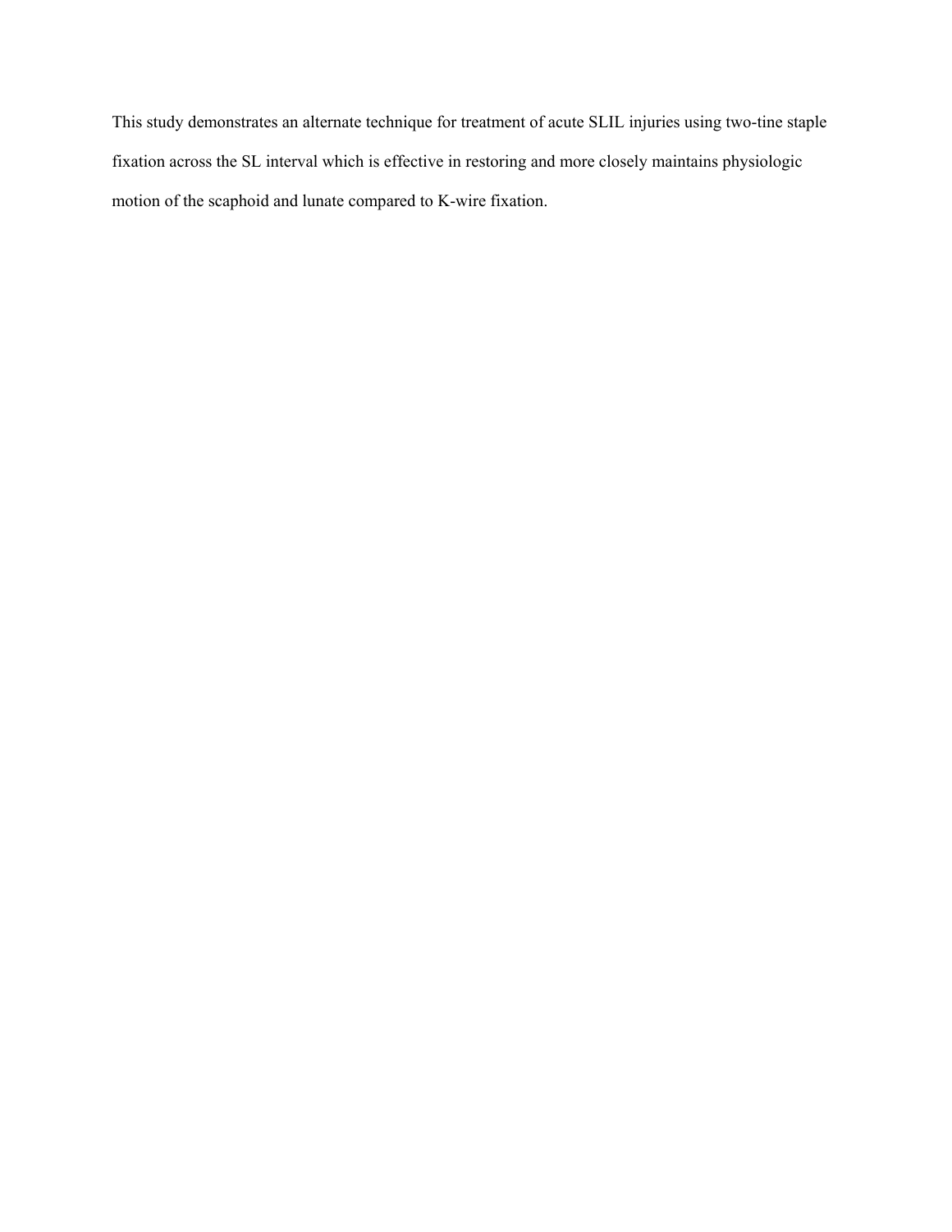This study demonstrates an alternate technique for treatment of acute SLIL injuries using two-tine staple fixation across the SL interval which is effective in restoring and more closely maintains physiologic motion of the scaphoid and lunate compared to K-wire fixation.